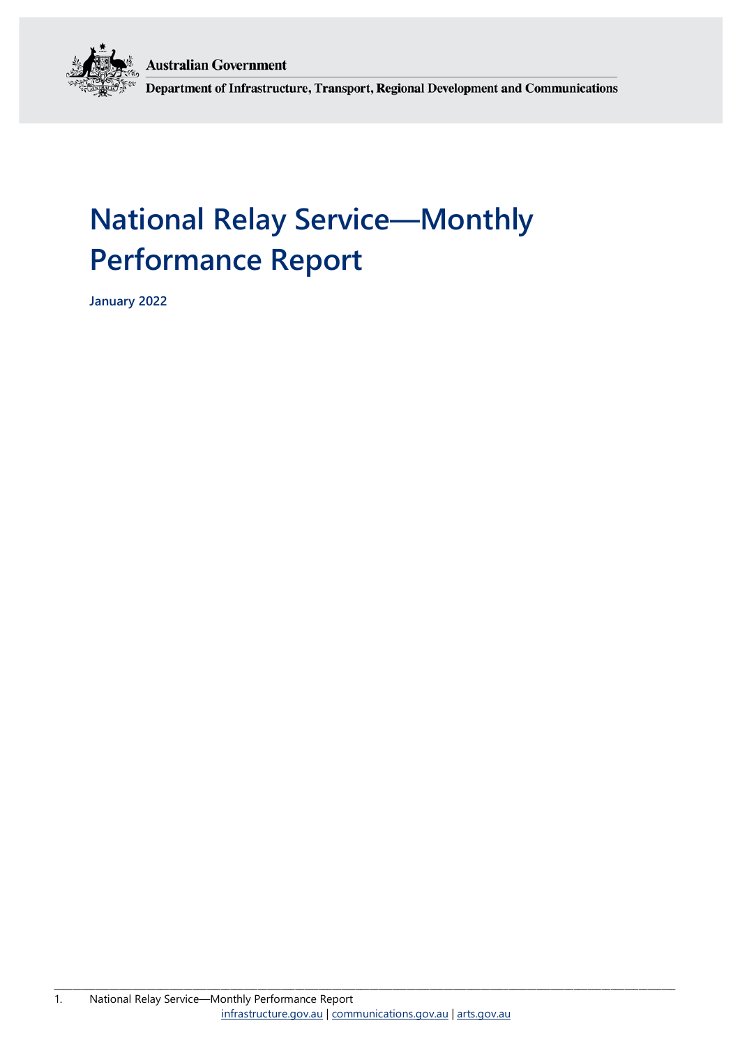Australian Government

Department of Infrastructure, Transport, Regional Development and Communications

# National Relay Service—Monthly Performance Report

**January 2022**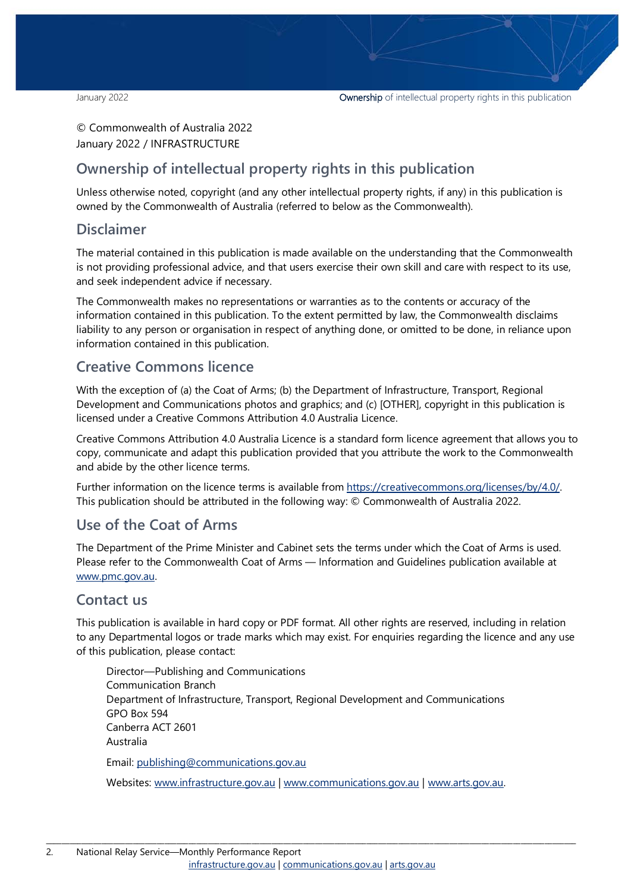© Commonwealth of Australia 2022
January 2022 / INFRASTRUCTURE

## Ownership of intellectual property rights in this publication

Unless otherwise noted, copyright (and any other intellectual property rights, if any) in this publication is owned by the Commonwealth of Australia (referred to below as the Commonwealth).

## Disclaimer

The material contained in this publication is made available on the understanding that the Commonwealth is not providing professional advice, and that users exercise their own skill and care with respect to its use, and seek independent advice if necessary.

The Commonwealth makes no representations or warranties as to the contents or accuracy of the information contained in this publication. To the extent permitted by law, the Commonwealth disclaims liability to any person or organisation in respect of anything done, or omitted to be done, in reliance upon information contained in this publication.

## Creative Commons licence

With the exception of (a) the Coat of Arms; (b) the Department of Infrastructure, Transport, Regional Development and Communications photos and graphics; and (c) [OTHER], copyright in this publication is licensed under a Creative Commons Attribution 4.0 Australia Licence.

Creative Commons Attribution 4.0 Australia Licence is a standard form licence agreement that allows you to copy, communicate and adapt this publication provided that you attribute the work to the Commonwealth and abide by the other licence terms.

Further information on the licence terms is available from https://creativecommons.org/licenses/by/4.0/. This publication should be attributed in the following way: © Commonwealth of Australia 2022.

## Use of the Coat of Arms

The Department of the Prime Minister and Cabinet sets the terms under which the Coat of Arms is used. Please refer to the Commonwealth Coat of Arms — Information and Guidelines publication available at www.pmc.gov.au.

## Contact us

This publication is available in hard copy or PDF format. All other rights are reserved, including in relation to any Departmental logos or trade marks which may exist. For enquiries regarding the licence and any use of this publication, please contact:

Director—Publishing and Communications
Communication Branch
Department of Infrastructure, Transport, Regional Development and Communications
GPO Box 594
Canberra ACT 2601
Australia

Email: publishing@communications.gov.au

Websites: www.infrastructure.gov.au | www.communications.gov.au | www.arts.gov.au.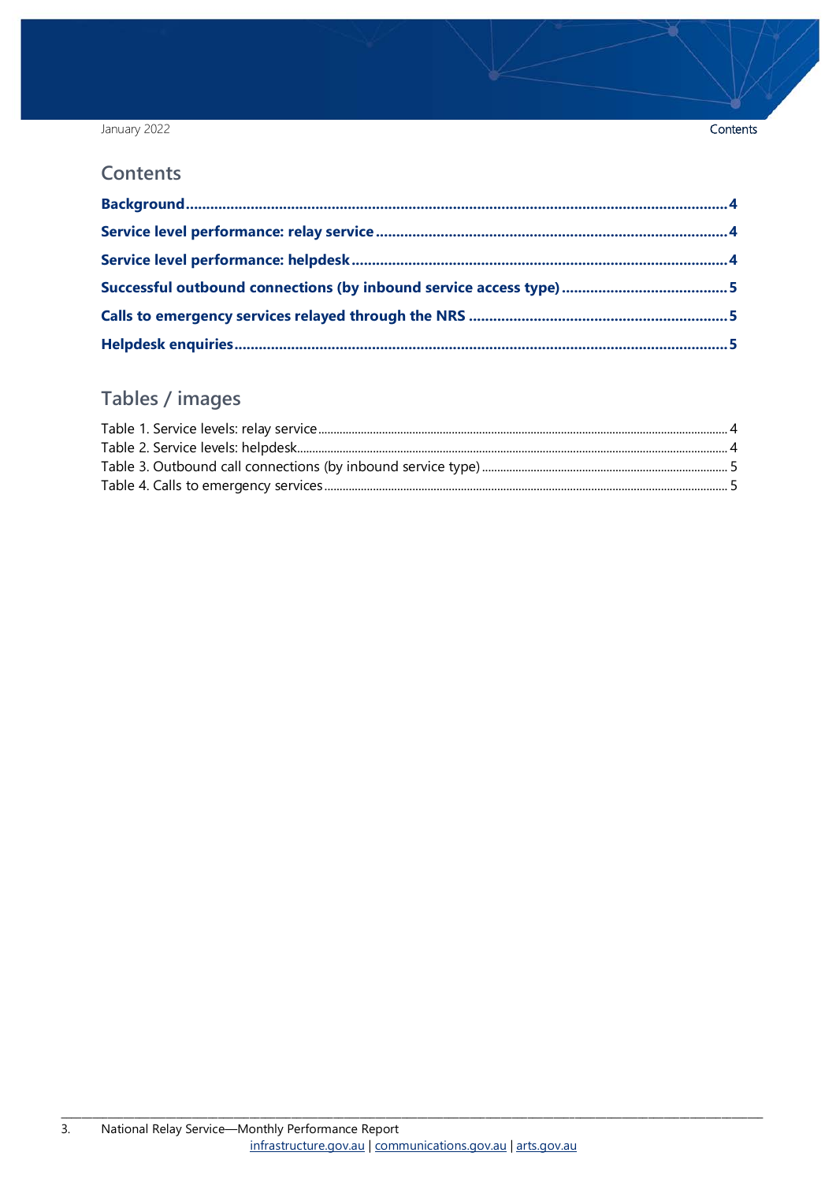## Contents

**Background** .......... 4

**Service level performance: relay service** .......... 4

**Service level performance: helpdesk** .......... 4

**Successful outbound connections (by inbound service access type)** .......... 5

**Calls to emergency services relayed through the NRS** .......... 5

**Helpdesk enquiries** .......... 5

## Tables / images

Table 1. Service levels: relay service .......... 4

Table 2. Service levels: helpdesk .......... 4

Table 3. Outbound call connections (by inbound service type) .......... 5

Table 4. Calls to emergency services .......... 5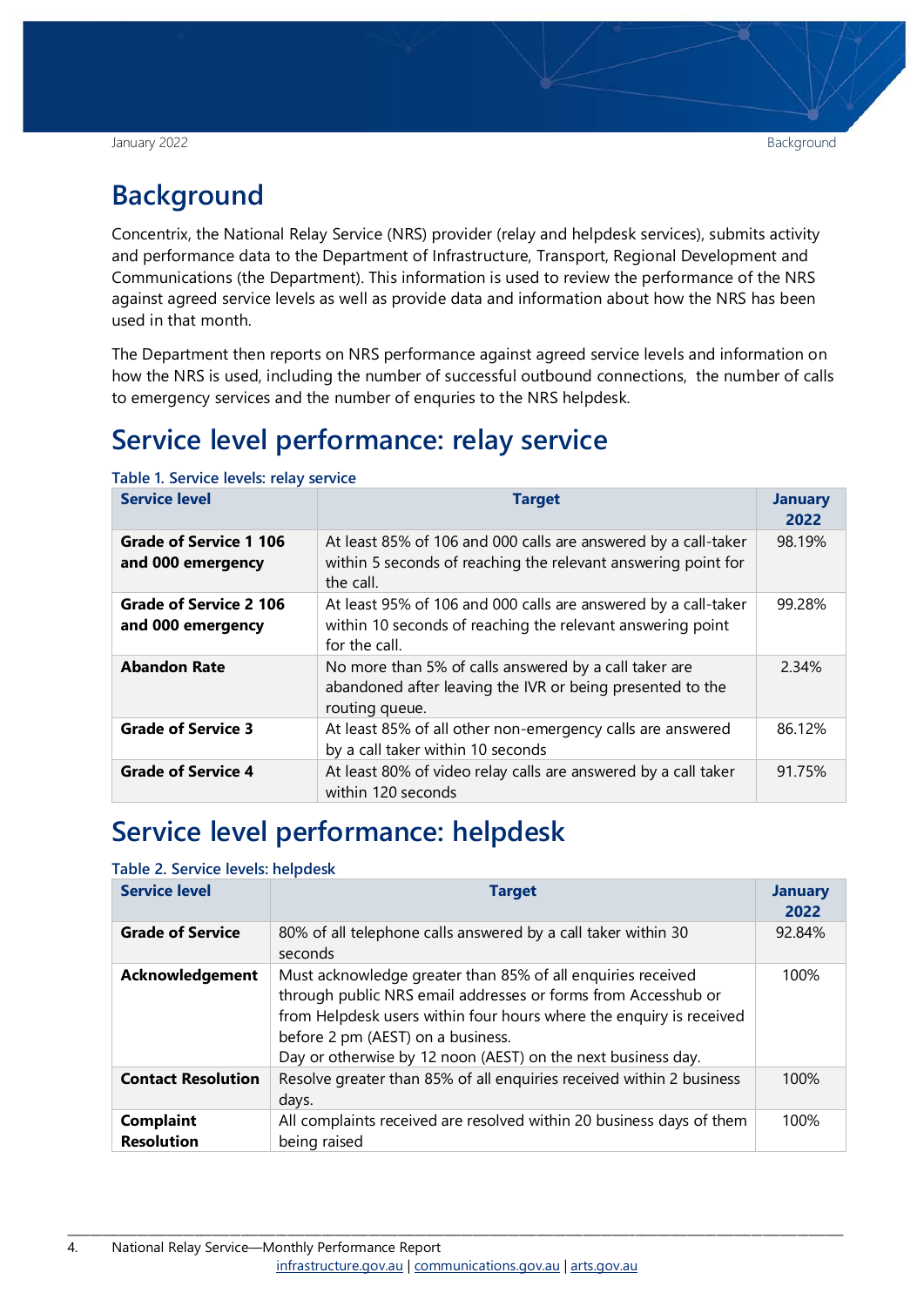# Background

Concentrix, the National Relay Service (NRS) provider (relay and helpdesk services), submits activity and performance data to the Department of Infrastructure, Transport, Regional Development and Communications (the Department). This information is used to review the performance of the NRS against agreed service levels as well as provide data and information about how the NRS has been used in that month.

The Department then reports on NRS performance against agreed service levels and information on how the NRS is used, including the number of successful outbound connections, the number of calls to emergency services and the number of enquries to the NRS helpdesk.

# Service level performance: relay service

**Table 1. Service levels: relay service**

| Service level | Target | January 2022 |
| --- | --- | --- |
| **Grade of Service 1 106 and 000 emergency** | At least 85% of 106 and 000 calls are answered by a call-taker within 5 seconds of reaching the relevant answering point for the call. | 98.19% |
| **Grade of Service 2 106 and 000 emergency** | At least 95% of 106 and 000 calls are answered by a call-taker within 10 seconds of reaching the relevant answering point for the call. | 99.28% |
| **Abandon Rate** | No more than 5% of calls answered by a call taker are abandoned after leaving the IVR or being presented to the routing queue. | 2.34% |
| **Grade of Service 3** | At least 85% of all other non-emergency calls are answered by a call taker within 10 seconds | 86.12% |
| **Grade of Service 4** | At least 80% of video relay calls are answered by a call taker within 120 seconds | 91.75% |

# Service level performance: helpdesk

**Table 2. Service levels: helpdesk**

| Service level | Target | January 2022 |
| --- | --- | --- |
| **Grade of Service** | 80% of all telephone calls answered by a call taker within 30 seconds | 92.84% |
| **Acknowledgement** | Must acknowledge greater than 85% of all enquiries received through public NRS email addresses or forms from Accesshub or from Helpdesk users within four hours where the enquiry is received before 2 pm (AEST) on a business. Day or otherwise by 12 noon (AEST) on the next business day. | 100% |
| **Contact Resolution** | Resolve greater than 85% of all enquiries received within 2 business days. | 100% |
| **Complaint Resolution** | All complaints received are resolved within 20 business days of them being raised | 100% |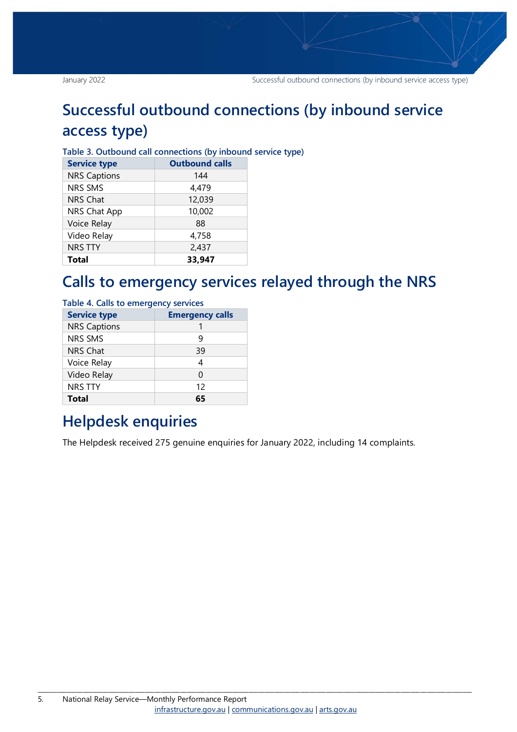# Successful outbound connections (by inbound service access type)

**Table 3. Outbound call connections (by inbound service type)**

| Service type | Outbound calls |
|---|---|
| NRS Captions | 144 |
| NRS SMS | 4,479 |
| NRS Chat | 12,039 |
| NRS Chat App | 10,002 |
| Voice Relay | 88 |
| Video Relay | 4,758 |
| NRS TTY | 2,437 |
| **Total** | **33,947** |

# Calls to emergency services relayed through the NRS

**Table 4. Calls to emergency services**

| Service type | Emergency calls |
|---|---|
| NRS Captions | 1 |
| NRS SMS | 9 |
| NRS Chat | 39 |
| Voice Relay | 4 |
| Video Relay | 0 |
| NRS TTY | 12 |
| **Total** | **65** |

# Helpdesk enquiries

The Helpdesk received 275 genuine enquiries for January 2022, including 14 complaints.